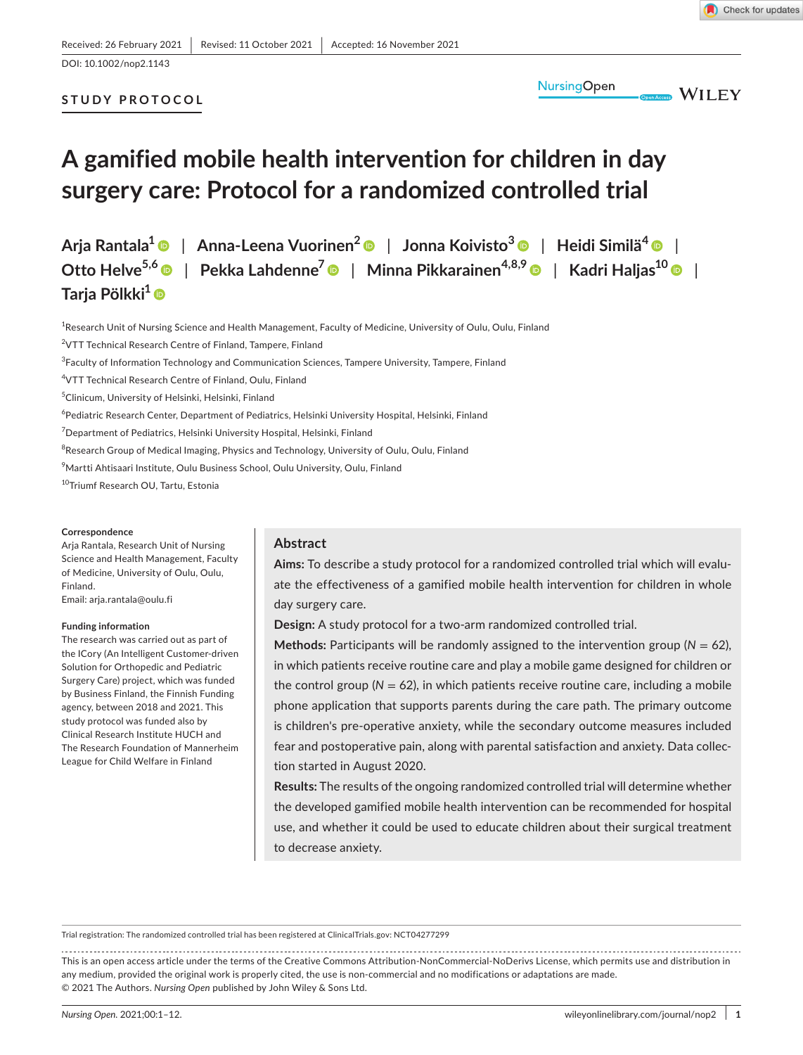Received: 26 February 2021 | Revised: 11 October 2021 | Accepted: 16 November 2021

DOI: 10.1002/nop2.1143

STUDY PROTOCOL

# A gamified mobile health intervention for children in day surgery care: Protocol for a randomized controlled trial

Arja Rantala[1] | Anna-Leena Vuorinen[2] | Jonna Koivisto[3] | Heidi Similä[4] | Otto Helve[5,6] | Pekka Lahdenne[7] | Minna Pikkarainen[4,8,9] | Kadri Haljas[10] | Tarja Pölkki[1]

[1]Research Unit of Nursing Science and Health Management, Faculty of Medicine, University of Oulu, Oulu, Finland
[2]VTT Technical Research Centre of Finland, Tampere, Finland
[3]Faculty of Information Technology and Communication Sciences, Tampere University, Tampere, Finland
[4]VTT Technical Research Centre of Finland, Oulu, Finland
[5]Clinicum, University of Helsinki, Helsinki, Finland
[6]Pediatric Research Center, Department of Pediatrics, Helsinki University Hospital, Helsinki, Finland
[7]Department of Pediatrics, Helsinki University Hospital, Helsinki, Finland
[8]Research Group of Medical Imaging, Physics and Technology, University of Oulu, Oulu, Finland
[9]Martti Ahtisaari Institute, Oulu Business School, Oulu University, Oulu, Finland
[10]Triumf Research OU, Tartu, Estonia

**Correspondence**
Arja Rantala, Research Unit of Nursing Science and Health Management, Faculty of Medicine, University of Oulu, Oulu, Finland.
Email: arja.rantala@oulu.fi

**Funding information**
The research was carried out as part of the ICory (An Intelligent Customer-driven Solution for Orthopedic and Pediatric Surgery Care) project, which was funded by Business Finland, the Finnish Funding agency, between 2018 and 2021. This study protocol was funded also by Clinical Research Institute HUCH and The Research Foundation of Mannerheim League for Child Welfare in Finland

## Abstract

**Aims:** To describe a study protocol for a randomized controlled trial which will evaluate the effectiveness of a gamified mobile health intervention for children in whole day surgery care.

**Design:** A study protocol for a two-arm randomized controlled trial.

**Methods:** Participants will be randomly assigned to the intervention group ($N = 62$), in which patients receive routine care and play a mobile game designed for children or the control group ($N = 62$), in which patients receive routine care, including a mobile phone application that supports parents during the care path. The primary outcome is children's pre-operative anxiety, while the secondary outcome measures included fear and postoperative pain, along with parental satisfaction and anxiety. Data collection started in August 2020.

**Results:** The results of the ongoing randomized controlled trial will determine whether the developed gamified mobile health intervention can be recommended for hospital use, and whether it could be used to educate children about their surgical treatment to decrease anxiety.

Trial registration: The randomized controlled trial has been registered at ClinicalTrials.gov: NCT04277299

This is an open access article under the terms of the Creative Commons Attribution-NonCommercial-NoDerivs License, which permits use and distribution in any medium, provided the original work is properly cited, the use is non-commercial and no modifications or adaptations are made.
© 2021 The Authors. *Nursing Open* published by John Wiley & Sons Ltd.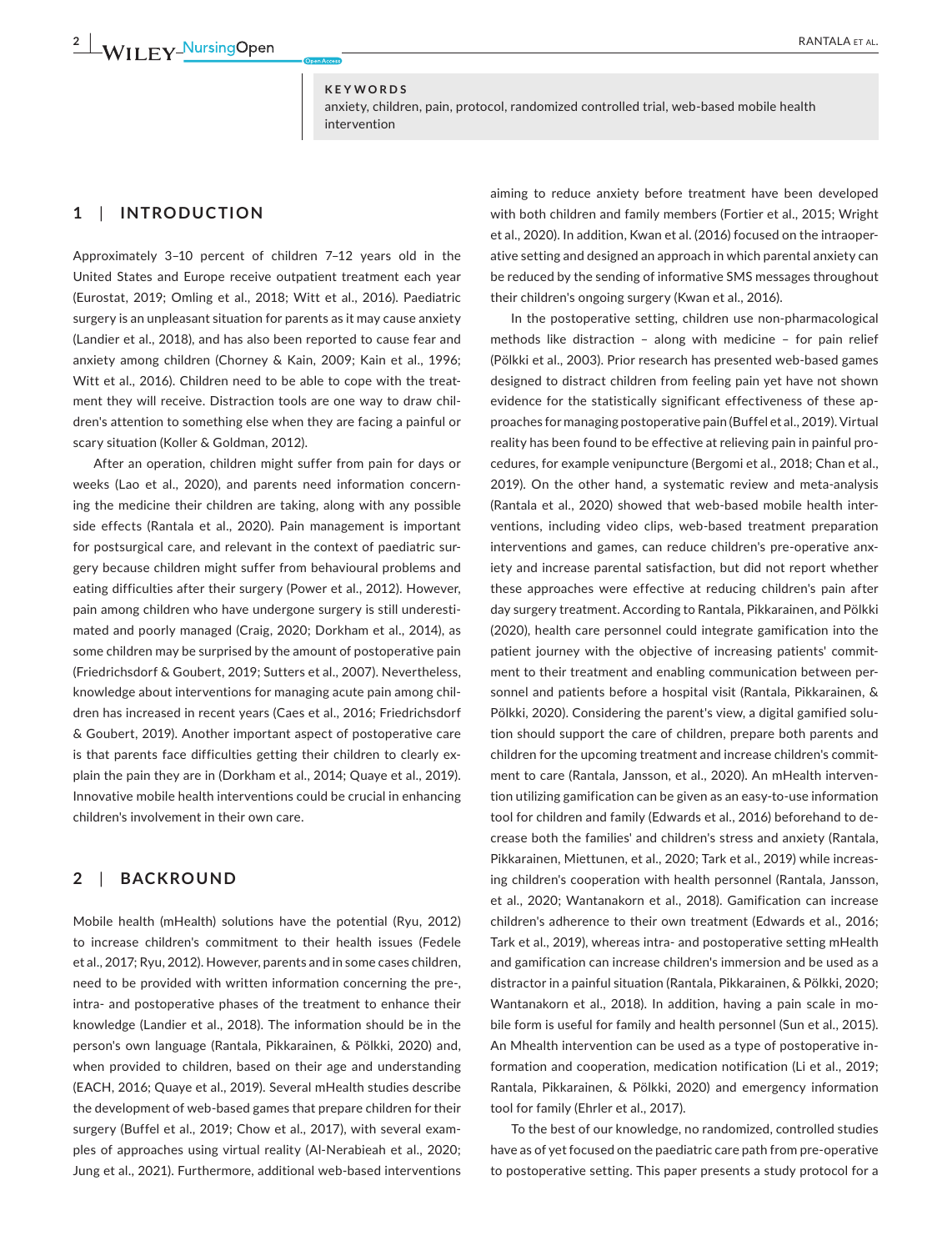**KEYWORDS**

anxiety, children, pain, protocol, randomized controlled trial, web-based mobile health intervention

## 1 | INTRODUCTION

Approximately 3–10 percent of children 7–12 years old in the United States and Europe receive outpatient treatment each year (Eurostat, 2019; Omling et al., 2018; Witt et al., 2016). Paediatric surgery is an unpleasant situation for parents as it may cause anxiety (Landier et al., 2018), and has also been reported to cause fear and anxiety among children (Chorney & Kain, 2009; Kain et al., 1996; Witt et al., 2016). Children need to be able to cope with the treatment they will receive. Distraction tools are one way to draw children's attention to something else when they are facing a painful or scary situation (Koller & Goldman, 2012).

After an operation, children might suffer from pain for days or weeks (Lao et al., 2020), and parents need information concerning the medicine their children are taking, along with any possible side effects (Rantala et al., 2020). Pain management is important for postsurgical care, and relevant in the context of paediatric surgery because children might suffer from behavioural problems and eating difficulties after their surgery (Power et al., 2012). However, pain among children who have undergone surgery is still underestimated and poorly managed (Craig, 2020; Dorkham et al., 2014), as some children may be surprised by the amount of postoperative pain (Friedrichsdorf & Goubert, 2019; Sutters et al., 2007). Nevertheless, knowledge about interventions for managing acute pain among children has increased in recent years (Caes et al., 2016; Friedrichsdorf & Goubert, 2019). Another important aspect of postoperative care is that parents face difficulties getting their children to clearly explain the pain they are in (Dorkham et al., 2014; Quaye et al., 2019). Innovative mobile health interventions could be crucial in enhancing children's involvement in their own care.

## 2 | BACKROUND

Mobile health (mHealth) solutions have the potential (Ryu, 2012) to increase children's commitment to their health issues (Fedele et al., 2017; Ryu, 2012). However, parents and in some cases children, need to be provided with written information concerning the pre-, intra- and postoperative phases of the treatment to enhance their knowledge (Landier et al., 2018). The information should be in the person's own language (Rantala, Pikkarainen, & Pölkki, 2020) and, when provided to children, based on their age and understanding (EACH, 2016; Quaye et al., 2019). Several mHealth studies describe the development of web-based games that prepare children for their surgery (Buffel et al., 2019; Chow et al., 2017), with several examples of approaches using virtual reality (Al-Nerabieah et al., 2020; Jung et al., 2021). Furthermore, additional web-based interventions aiming to reduce anxiety before treatment have been developed with both children and family members (Fortier et al., 2015; Wright et al., 2020). In addition, Kwan et al. (2016) focused on the intraoperative setting and designed an approach in which parental anxiety can be reduced by the sending of informative SMS messages throughout their children's ongoing surgery (Kwan et al., 2016).

In the postoperative setting, children use non-pharmacological methods like distraction – along with medicine – for pain relief (Pölkki et al., 2003). Prior research has presented web-based games designed to distract children from feeling pain yet have not shown evidence for the statistically significant effectiveness of these approaches for managing postoperative pain (Buffel et al., 2019). Virtual reality has been found to be effective at relieving pain in painful procedures, for example venipuncture (Bergomi et al., 2018; Chan et al., 2019). On the other hand, a systematic review and meta-analysis (Rantala et al., 2020) showed that web-based mobile health interventions, including video clips, web-based treatment preparation interventions and games, can reduce children's pre-operative anxiety and increase parental satisfaction, but did not report whether these approaches were effective at reducing children's pain after day surgery treatment. According to Rantala, Pikkarainen, and Pölkki (2020), health care personnel could integrate gamification into the patient journey with the objective of increasing patients' commitment to their treatment and enabling communication between personnel and patients before a hospital visit (Rantala, Pikkarainen, & Pölkki, 2020). Considering the parent's view, a digital gamified solution should support the care of children, prepare both parents and children for the upcoming treatment and increase children's commitment to care (Rantala, Jansson, et al., 2020). An mHealth intervention utilizing gamification can be given as an easy-to-use information tool for children and family (Edwards et al., 2016) beforehand to decrease both the families' and children's stress and anxiety (Rantala, Pikkarainen, Miettunen, et al., 2020; Tark et al., 2019) while increasing children's cooperation with health personnel (Rantala, Jansson, et al., 2020; Wantanakorn et al., 2018). Gamification can increase children's adherence to their own treatment (Edwards et al., 2016; Tark et al., 2019), whereas intra- and postoperative setting mHealth and gamification can increase children's immersion and be used as a distractor in a painful situation (Rantala, Pikkarainen, & Pölkki, 2020; Wantanakorn et al., 2018). In addition, having a pain scale in mobile form is useful for family and health personnel (Sun et al., 2015). An Mhealth intervention can be used as a type of postoperative information and cooperation, medication notification (Li et al., 2019; Rantala, Pikkarainen, & Pölkki, 2020) and emergency information tool for family (Ehrler et al., 2017).

To the best of our knowledge, no randomized, controlled studies have as of yet focused on the paediatric care path from pre-operative to postoperative setting. This paper presents a study protocol for a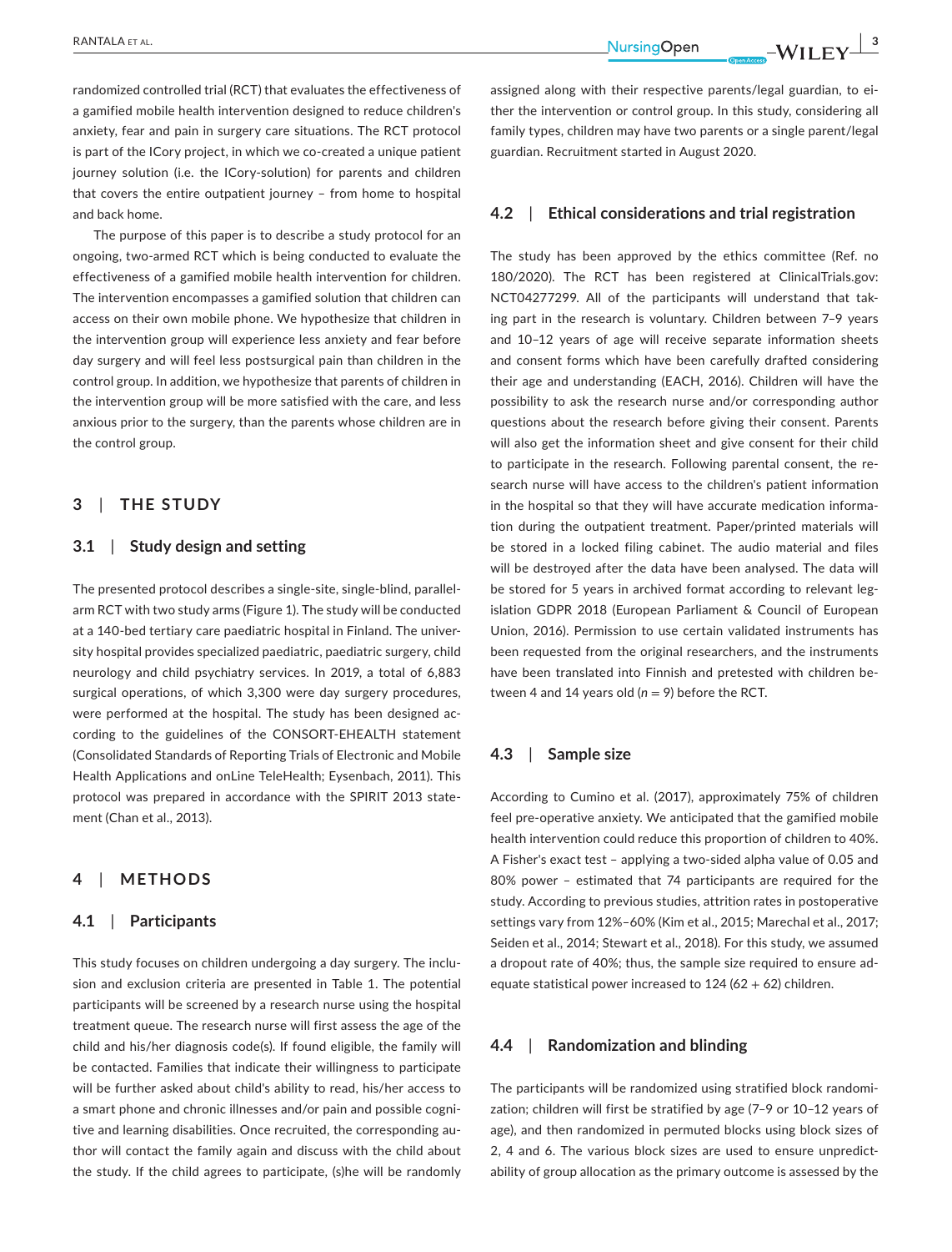randomized controlled trial (RCT) that evaluates the effectiveness of a gamified mobile health intervention designed to reduce children's anxiety, fear and pain in surgery care situations. The RCT protocol is part of the ICory project, in which we co-created a unique patient journey solution (i.e. the ICory-solution) for parents and children that covers the entire outpatient journey – from home to hospital and back home.

The purpose of this paper is to describe a study protocol for an ongoing, two-armed RCT which is being conducted to evaluate the effectiveness of a gamified mobile health intervention for children. The intervention encompasses a gamified solution that children can access on their own mobile phone. We hypothesize that children in the intervention group will experience less anxiety and fear before day surgery and will feel less postsurgical pain than children in the control group. In addition, we hypothesize that parents of children in the intervention group will be more satisfied with the care, and less anxious prior to the surgery, than the parents whose children are in the control group.

## 3 | THE STUDY

### 3.1 | Study design and setting

The presented protocol describes a single-site, single-blind, parallel-arm RCT with two study arms (Figure 1). The study will be conducted at a 140-bed tertiary care paediatric hospital in Finland. The university hospital provides specialized paediatric, paediatric surgery, child neurology and child psychiatry services. In 2019, a total of 6,883 surgical operations, of which 3,300 were day surgery procedures, were performed at the hospital. The study has been designed according to the guidelines of the CONSORT-EHEALTH statement (Consolidated Standards of Reporting Trials of Electronic and Mobile Health Applications and onLine TeleHealth; Eysenbach, 2011). This protocol was prepared in accordance with the SPIRIT 2013 statement (Chan et al., 2013).

## 4 | METHODS

### 4.1 | Participants

This study focuses on children undergoing a day surgery. The inclusion and exclusion criteria are presented in Table 1. The potential participants will be screened by a research nurse using the hospital treatment queue. The research nurse will first assess the age of the child and his/her diagnosis code(s). If found eligible, the family will be contacted. Families that indicate their willingness to participate will be further asked about child's ability to read, his/her access to a smart phone and chronic illnesses and/or pain and possible cognitive and learning disabilities. Once recruited, the corresponding author will contact the family again and discuss with the child about the study. If the child agrees to participate, (s)he will be randomly assigned along with their respective parents/legal guardian, to either the intervention or control group. In this study, considering all family types, children may have two parents or a single parent/legal guardian. Recruitment started in August 2020.

### 4.2 | Ethical considerations and trial registration

The study has been approved by the ethics committee (Ref. no 180/2020). The RCT has been registered at ClinicalTrials.gov: NCT04277299. All of the participants will understand that taking part in the research is voluntary. Children between 7–9 years and 10–12 years of age will receive separate information sheets and consent forms which have been carefully drafted considering their age and understanding (EACH, 2016). Children will have the possibility to ask the research nurse and/or corresponding author questions about the research before giving their consent. Parents will also get the information sheet and give consent for their child to participate in the research. Following parental consent, the research nurse will have access to the children's patient information in the hospital so that they will have accurate medication information during the outpatient treatment. Paper/printed materials will be stored in a locked filing cabinet. The audio material and files will be destroyed after the data have been analysed. The data will be stored for 5 years in archived format according to relevant legislation GDPR 2018 (European Parliament & Council of European Union, 2016). Permission to use certain validated instruments has been requested from the original researchers, and the instruments have been translated into Finnish and pretested with children between 4 and 14 years old ($n = 9$) before the RCT.

### 4.3 | Sample size

According to Cumino et al. (2017), approximately 75% of children feel pre-operative anxiety. We anticipated that the gamified mobile health intervention could reduce this proportion of children to 40%. A Fisher's exact test – applying a two-sided alpha value of 0.05 and 80% power – estimated that 74 participants are required for the study. According to previous studies, attrition rates in postoperative settings vary from 12%–60% (Kim et al., 2015; Marechal et al., 2017; Seiden et al., 2014; Stewart et al., 2018). For this study, we assumed a dropout rate of 40%; thus, the sample size required to ensure adequate statistical power increased to 124 (62 + 62) children.

### 4.4 | Randomization and blinding

The participants will be randomized using stratified block randomization; children will first be stratified by age (7–9 or 10–12 years of age), and then randomized in permuted blocks using block sizes of 2, 4 and 6. The various block sizes are used to ensure unpredictability of group allocation as the primary outcome is assessed by the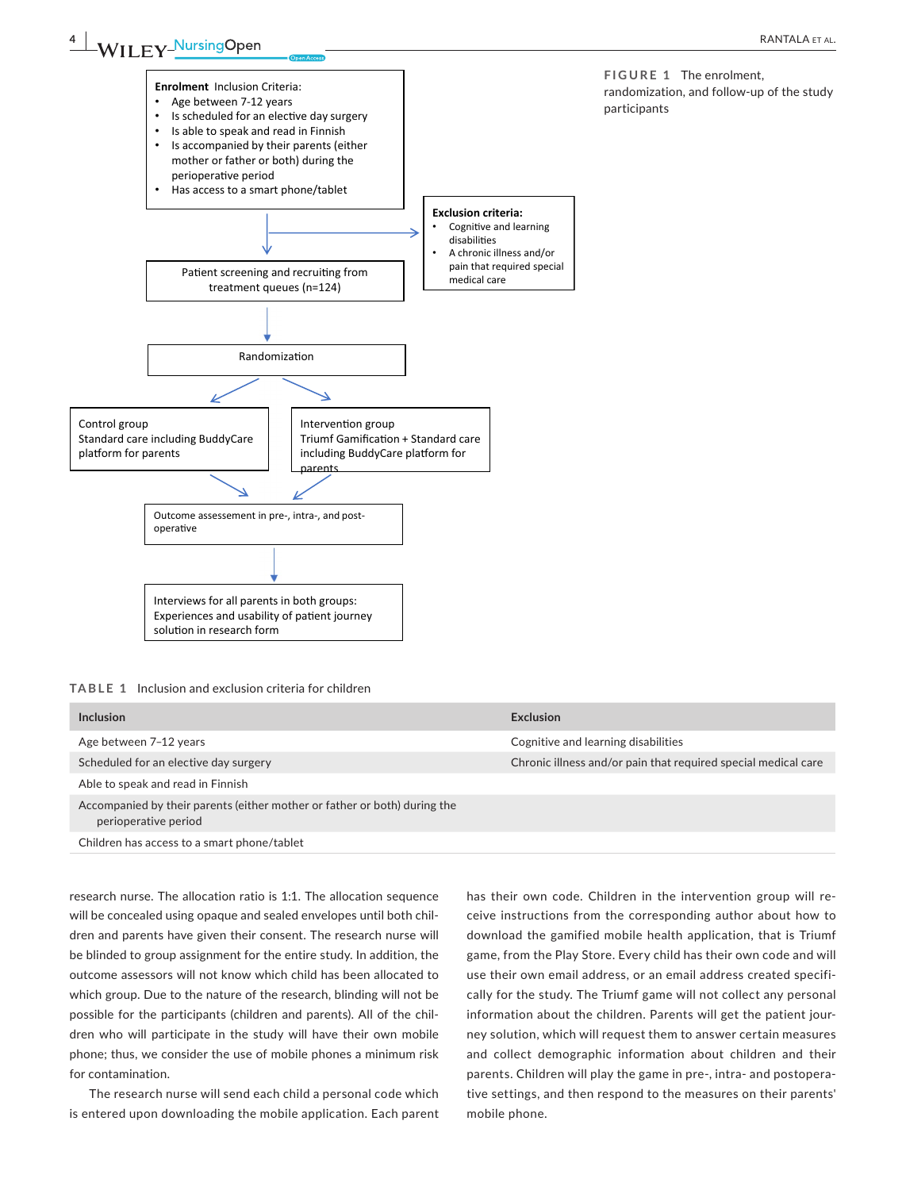**Enrolment** Inclusion Criteria:
- Age between 7-12 years
- Is scheduled for an elective day surgery
- Is able to speak and read in Finnish
- Is accompanied by their parents (either mother or father or both) during the perioperative period
- Has access to a smart phone/tablet

**Exclusion criteria:**
- Cognitive and learning disabilities
- A chronic illness and/or pain that required special medical care

Patient screening and recruiting from treatment queues (n=124)

Randomization

Control group
Standard care including BuddyCare platform for parents

Intervention group
Triumf Gamification + Standard care including BuddyCare platform for parents

Outcome assessement in pre-, intra-, and post-operative

Interviews for all parents in both groups: Experiences and usability of patient journey solution in research form

FIGURE 1 The enrolment, randomization, and follow-up of the study participants

TABLE 1 Inclusion and exclusion criteria for children

| Inclusion | Exclusion |
|---|---|
| Age between 7–12 years | Cognitive and learning disabilities |
| Scheduled for an elective day surgery | Chronic illness and/or pain that required special medical care |
| Able to speak and read in Finnish | |
| Accompanied by their parents (either mother or father or both) during the perioperative period | |
| Children has access to a smart phone/tablet | |

research nurse. The allocation ratio is 1:1. The allocation sequence will be concealed using opaque and sealed envelopes until both children and parents have given their consent. The research nurse will be blinded to group assignment for the entire study. In addition, the outcome assessors will not know which child has been allocated to which group. Due to the nature of the research, blinding will not be possible for the participants (children and parents). All of the children who will participate in the study will have their own mobile phone; thus, we consider the use of mobile phones a minimum risk for contamination.

The research nurse will send each child a personal code which is entered upon downloading the mobile application. Each parent has their own code. Children in the intervention group will receive instructions from the corresponding author about how to download the gamified mobile health application, that is Triumf game, from the Play Store. Every child has their own code and will use their own email address, or an email address created specifically for the study. The Triumf game will not collect any personal information about the children. Parents will get the patient journey solution, which will request them to answer certain measures and collect demographic information about children and their parents. Children will play the game in pre-, intra- and postoperative settings, and then respond to the measures on their parents' mobile phone.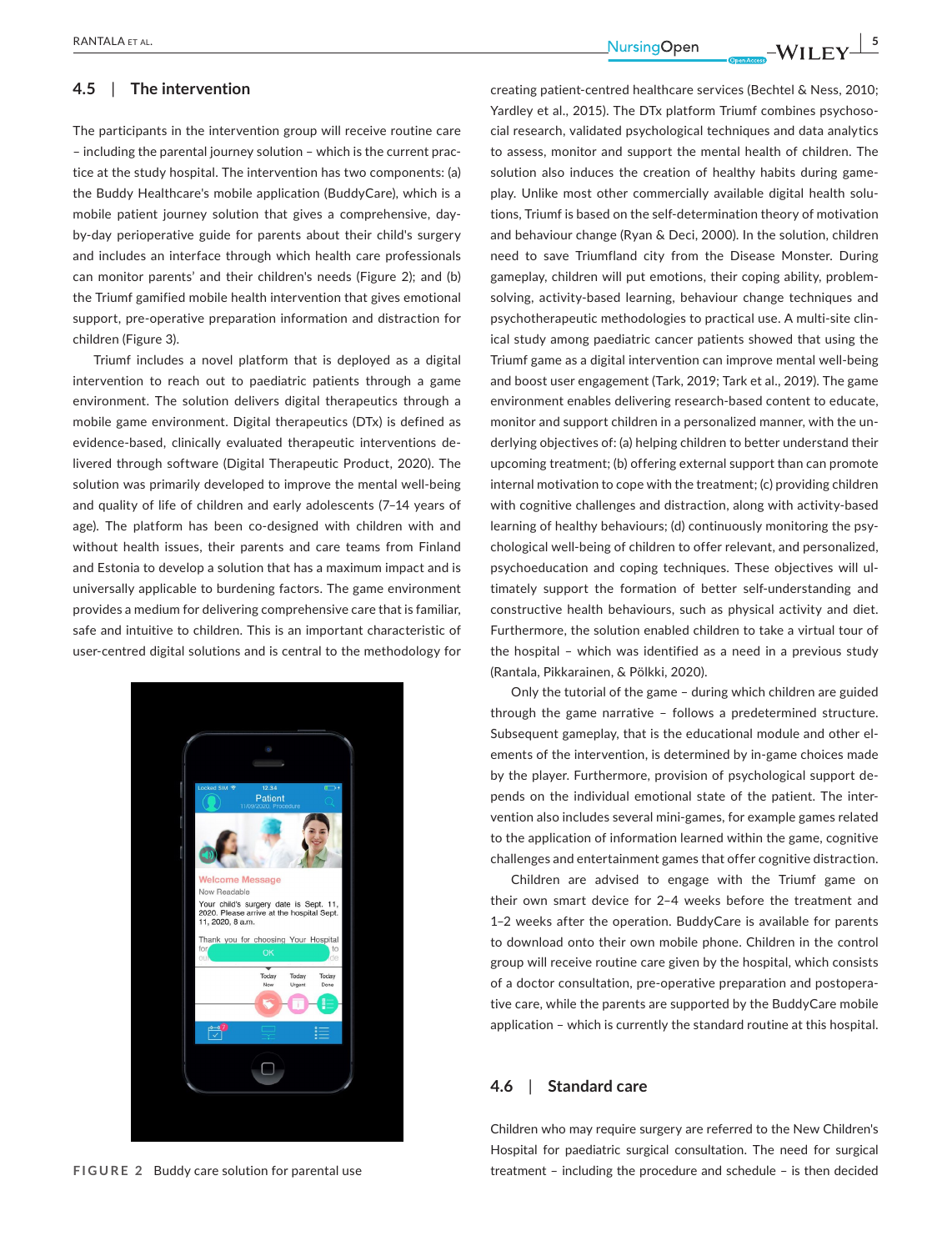### 4.5 | The intervention

The participants in the intervention group will receive routine care – including the parental journey solution – which is the current practice at the study hospital. The intervention has two components: (a) the Buddy Healthcare's mobile application (BuddyCare), which is a mobile patient journey solution that gives a comprehensive, day-by-day perioperative guide for parents about their child's surgery and includes an interface through which health care professionals can monitor parents' and their children's needs (Figure 2); and (b) the Triumf gamified mobile health intervention that gives emotional support, pre-operative preparation information and distraction for children (Figure 3).

Triumf includes a novel platform that is deployed as a digital intervention to reach out to paediatric patients through a game environment. The solution delivers digital therapeutics through a mobile game environment. Digital therapeutics (DTx) is defined as evidence-based, clinically evaluated therapeutic interventions delivered through software (Digital Therapeutic Product, 2020). The solution was primarily developed to improve the mental well-being and quality of life of children and early adolescents (7–14 years of age). The platform has been co-designed with children with and without health issues, their parents and care teams from Finland and Estonia to develop a solution that has a maximum impact and is universally applicable to burdening factors. The game environment provides a medium for delivering comprehensive care that is familiar, safe and intuitive to children. This is an important characteristic of user-centred digital solutions and is central to the methodology for creating patient-centred healthcare services (Bechtel & Ness, 2010; Yardley et al., 2015). The DTx platform Triumf combines psychosocial research, validated psychological techniques and data analytics to assess, monitor and support the mental health of children. The solution also induces the creation of healthy habits during gameplay. Unlike most other commercially available digital health solutions, Triumf is based on the self-determination theory of motivation and behaviour change (Ryan & Deci, 2000). In the solution, children need to save Triumfland city from the Disease Monster. During gameplay, children will put emotions, their coping ability, problem-solving, activity-based learning, behaviour change techniques and psychotherapeutic methodologies to practical use. A multi-site clinical study among paediatric cancer patients showed that using the Triumf game as a digital intervention can improve mental well-being and boost user engagement (Tark, 2019; Tark et al., 2019). The game environment enables delivering research-based content to educate, monitor and support children in a personalized manner, with the underlying objectives of: (a) helping children to better understand their upcoming treatment; (b) offering external support than can promote internal motivation to cope with the treatment; (c) providing children with cognitive challenges and distraction, along with activity-based learning of healthy behaviours; (d) continuously monitoring the psychological well-being of children to offer relevant, and personalized, psychoeducation and coping techniques. These objectives will ultimately support the formation of better self-understanding and constructive health behaviours, such as physical activity and diet. Furthermore, the solution enabled children to take a virtual tour of the hospital – which was identified as a need in a previous study (Rantala, Pikkarainen, & Pölkki, 2020).

Only the tutorial of the game – during which children are guided through the game narrative – follows a predetermined structure. Subsequent gameplay, that is the educational module and other elements of the intervention, is determined by in-game choices made by the player. Furthermore, provision of psychological support depends on the individual emotional state of the patient. The intervention also includes several mini-games, for example games related to the application of information learned within the game, cognitive challenges and entertainment games that offer cognitive distraction.

Children are advised to engage with the Triumf game on their own smart device for 2–4 weeks before the treatment and 1–2 weeks after the operation. BuddyCare is available for parents to download onto their own mobile phone. Children in the control group will receive routine care given by the hospital, which consists of a doctor consultation, pre-operative preparation and postoperative care, while the parents are supported by the BuddyCare mobile application – which is currently the standard routine at this hospital.

FIGURE 2 Buddy care solution for parental use

### 4.6 | Standard care

Children who may require surgery are referred to the New Children's Hospital for paediatric surgical consultation. The need for surgical treatment – including the procedure and schedule – is then decided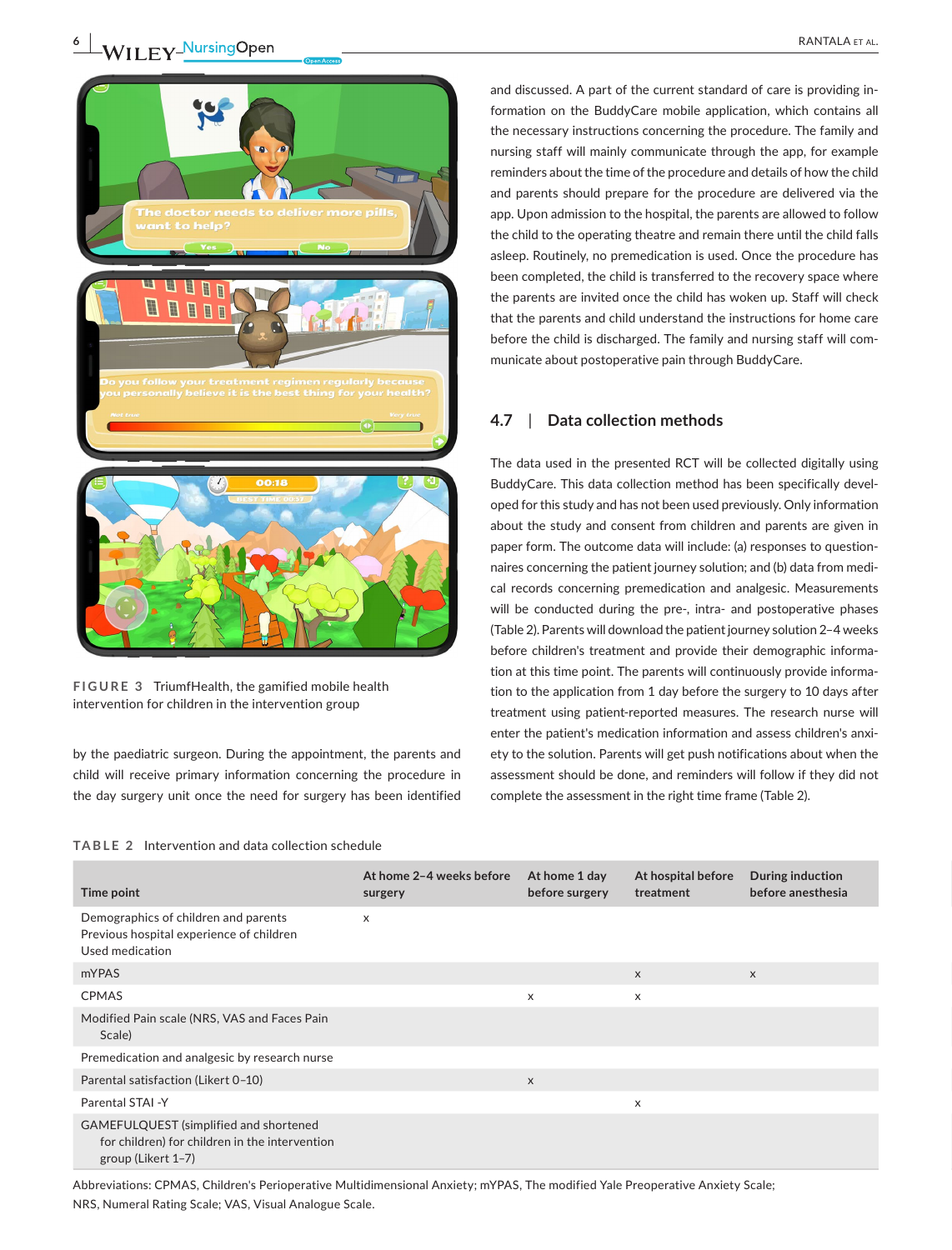FIGURE 3 TriumfHealth, the gamified mobile health intervention for children in the intervention group

by the paediatric surgeon. During the appointment, the parents and child will receive primary information concerning the procedure in the day surgery unit once the need for surgery has been identified and discussed. A part of the current standard of care is providing information on the BuddyCare mobile application, which contains all the necessary instructions concerning the procedure. The family and nursing staff will mainly communicate through the app, for example reminders about the time of the procedure and details of how the child and parents should prepare for the procedure are delivered via the app. Upon admission to the hospital, the parents are allowed to follow the child to the operating theatre and remain there until the child falls asleep. Routinely, no premedication is used. Once the procedure has been completed, the child is transferred to the recovery space where the parents are invited once the child has woken up. Staff will check that the parents and child understand the instructions for home care before the child is discharged. The family and nursing staff will communicate about postoperative pain through BuddyCare.

## 4.7 | Data collection methods

The data used in the presented RCT will be collected digitally using BuddyCare. This data collection method has been specifically developed for this study and has not been used previously. Only information about the study and consent from children and parents are given in paper form. The outcome data will include: (a) responses to questionnaires concerning the patient journey solution; and (b) data from medical records concerning premedication and analgesic. Measurements will be conducted during the pre-, intra- and postoperative phases (Table 2). Parents will download the patient journey solution 2–4 weeks before children's treatment and provide their demographic information at this time point. The parents will continuously provide information to the application from 1 day before the surgery to 10 days after treatment using patient-reported measures. The research nurse will enter the patient's medication information and assess children's anxiety to the solution. Parents will get push notifications about when the assessment should be done, and reminders will follow if they did not complete the assessment in the right time frame (Table 2).

TABLE 2 Intervention and data collection schedule

| Time point | At home 2–4 weeks before surgery | At home 1 day before surgery | At hospital before treatment | During induction before anesthesia |
|---|---|---|---|---|
| Demographics of children and parents<br>Previous hospital experience of children<br>Used medication | x | | | |
| mYPAS | | | x | x |
| CPMAS | | x | x | |
| Modified Pain scale (NRS, VAS and Faces Pain Scale) | | | | |
| Premedication and analgesic by research nurse | | | | |
| Parental satisfaction (Likert 0–10) | | x | | |
| Parental STAI -Y | | | x | |
| GAMEFULQUEST (simplified and shortened for children) for children in the intervention group (Likert 1–7) | | | | |

Abbreviations: CPMAS, Children's Perioperative Multidimensional Anxiety; mYPAS, The modified Yale Preoperative Anxiety Scale; NRS, Numeral Rating Scale; VAS, Visual Analogue Scale.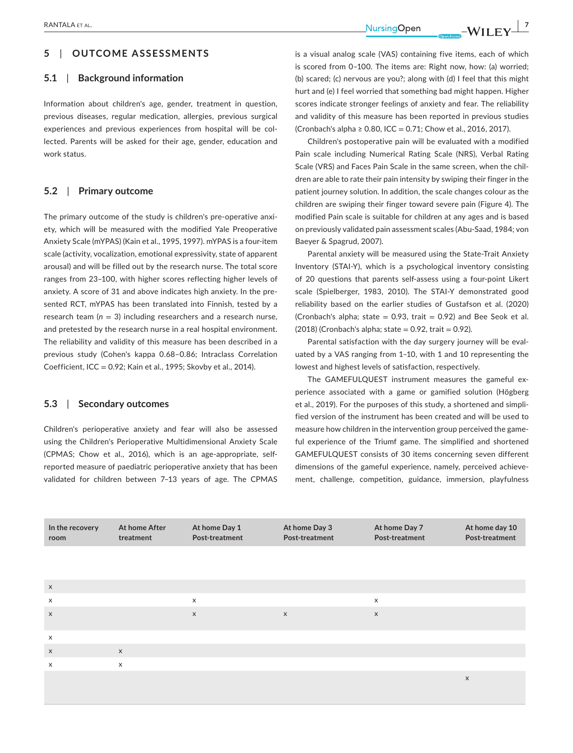## 5 | OUTCOME ASSESSMENTS

### 5.1 | Background information

Information about children's age, gender, treatment in question, previous diseases, regular medication, allergies, previous surgical experiences and previous experiences from hospital will be collected. Parents will be asked for their age, gender, education and work status.

### 5.2 | Primary outcome

The primary outcome of the study is children's pre-operative anxiety, which will be measured with the modified Yale Preoperative Anxiety Scale (mYPAS) (Kain et al., 1995, 1997). mYPAS is a four-item scale (activity, vocalization, emotional expressivity, state of apparent arousal) and will be filled out by the research nurse. The total score ranges from 23–100, with higher scores reflecting higher levels of anxiety. A score of 31 and above indicates high anxiety. In the presented RCT, mYPAS has been translated into Finnish, tested by a research team ($n$ = 3) including researchers and a research nurse, and pretested by the research nurse in a real hospital environment. The reliability and validity of this measure has been described in a previous study (Cohen's kappa 0.68–0.86; Intraclass Correlation Coefficient, ICC = 0.92; Kain et al., 1995; Skovby et al., 2014).

### 5.3 | Secondary outcomes

Children's perioperative anxiety and fear will also be assessed using the Children's Perioperative Multidimensional Anxiety Scale (CPMAS; Chow et al., 2016), which is an age-appropriate, self-reported measure of paediatric perioperative anxiety that has been validated for children between 7–13 years of age. The CPMAS is a visual analog scale (VAS) containing five items, each of which is scored from 0–100. The items are: Right now, how: (a) worried; (b) scared; (c) nervous are you?; along with (d) I feel that this might hurt and (e) I feel worried that something bad might happen. Higher scores indicate stronger feelings of anxiety and fear. The reliability and validity of this measure has been reported in previous studies (Cronbach's alpha ≥ 0.80, ICC = 0.71; Chow et al., 2016, 2017).

Children's postoperative pain will be evaluated with a modified Pain scale including Numerical Rating Scale (NRS), Verbal Rating Scale (VRS) and Faces Pain Scale in the same screen, when the children are able to rate their pain intensity by swiping their finger in the patient journey solution. In addition, the scale changes colour as the children are swiping their finger toward severe pain (Figure 4). The modified Pain scale is suitable for children at any ages and is based on previously validated pain assessment scales (Abu-Saad, 1984; von Baeyer & Spagrud, 2007).

Parental anxiety will be measured using the State-Trait Anxiety Inventory (STAI-Y), which is a psychological inventory consisting of 20 questions that parents self-assess using a four-point Likert scale (Spielberger, 1983, 2010). The STAI-Y demonstrated good reliability based on the earlier studies of Gustafson et al. (2020) (Cronbach's alpha; state = 0.93, trait = 0.92) and Bee Seok et al. (2018) (Cronbach's alpha; state = 0.92, trait = 0.92).

Parental satisfaction with the day surgery journey will be evaluated by a VAS ranging from 1–10, with 1 and 10 representing the lowest and highest levels of satisfaction, respectively.

The GAMEFULQUEST instrument measures the gameful experience associated with a game or gamified solution (Högberg et al., 2019). For the purposes of this study, a shortened and simplified version of the instrument has been created and will be used to measure how children in the intervention group perceived the gameful experience of the Triumf game. The simplified and shortened GAMEFULQUEST consists of 30 items concerning seven different dimensions of the gameful experience, namely, perceived achievement, challenge, competition, guidance, immersion, playfulness

| In the recovery room | At home After treatment | At home Day 1 Post-treatment | At home Day 3 Post-treatment | At home Day 7 Post-treatment | At home day 10 Post-treatment |
|---|---|---|---|---|---|
| | | | | | |
| x | | | | | |
| x | | x | | x | |
| x | | x | x | x | |
| x | | | | | |
| x | x | | | | |
| x | x | | | | |
| | | | | | x |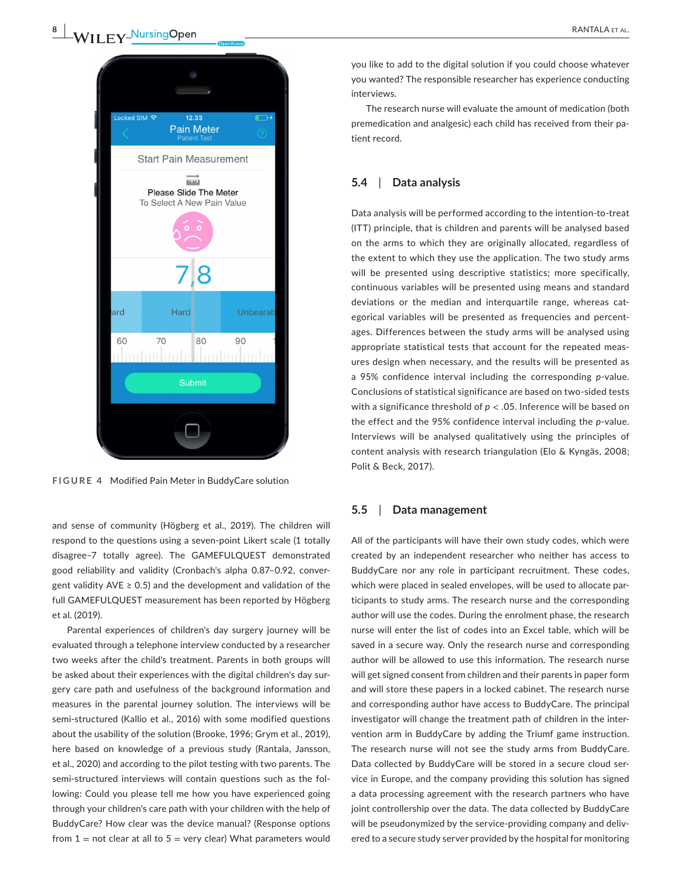FIGURE 4 Modified Pain Meter in BuddyCare solution

and sense of community (Högberg et al., 2019). The children will respond to the questions using a seven-point Likert scale (1 totally disagree–7 totally agree). The GAMEFULQUEST demonstrated good reliability and validity (Cronbach's alpha 0.87–0.92, convergent validity AVE ≥ 0.5) and the development and validation of the full GAMEFULQUEST measurement has been reported by Högberg et al. (2019).

Parental experiences of children's day surgery journey will be evaluated through a telephone interview conducted by a researcher two weeks after the child's treatment. Parents in both groups will be asked about their experiences with the digital children's day surgery care path and usefulness of the background information and measures in the parental journey solution. The interviews will be semi-structured (Kallio et al., 2016) with some modified questions about the usability of the solution (Brooke, 1996; Grym et al., 2019), here based on knowledge of a previous study (Rantala, Jansson, et al., 2020) and according to the pilot testing with two parents. The semi-structured interviews will contain questions such as the following: Could you please tell me how you have experienced going through your children's care path with your children with the help of BuddyCare? How clear was the device manual? (Response options from 1 = not clear at all to 5 = very clear) What parameters would you like to add to the digital solution if you could choose whatever you wanted? The responsible researcher has experience conducting interviews.

The research nurse will evaluate the amount of medication (both premedication and analgesic) each child has received from their patient record.

## 5.4 | Data analysis

Data analysis will be performed according to the intention-to-treat (ITT) principle, that is children and parents will be analysed based on the arms to which they are originally allocated, regardless of the extent to which they use the application. The two study arms will be presented using descriptive statistics; more specifically, continuous variables will be presented using means and standard deviations or the median and interquartile range, whereas categorical variables will be presented as frequencies and percentages. Differences between the study arms will be analysed using appropriate statistical tests that account for the repeated measures design when necessary, and the results will be presented as a 95% confidence interval including the corresponding *p*-value. Conclusions of statistical significance are based on two-sided tests with a significance threshold of $p < .05$. Inference will be based on the effect and the 95% confidence interval including the *p*-value. Interviews will be analysed qualitatively using the principles of content analysis with research triangulation (Elo & Kyngäs, 2008; Polit & Beck, 2017).

## 5.5 | Data management

All of the participants will have their own study codes, which were created by an independent researcher who neither has access to BuddyCare nor any role in participant recruitment. These codes, which were placed in sealed envelopes, will be used to allocate participants to study arms. The research nurse and the corresponding author will use the codes. During the enrolment phase, the research nurse will enter the list of codes into an Excel table, which will be saved in a secure way. Only the research nurse and corresponding author will be allowed to use this information. The research nurse will get signed consent from children and their parents in paper form and will store these papers in a locked cabinet. The research nurse and corresponding author have access to BuddyCare. The principal investigator will change the treatment path of children in the intervention arm in BuddyCare by adding the Triumf game instruction. The research nurse will not see the study arms from BuddyCare. Data collected by BuddyCare will be stored in a secure cloud service in Europe, and the company providing this solution has signed a data processing agreement with the research partners who have joint controllership over the data. The data collected by BuddyCare will be pseudonymized by the service-providing company and delivered to a secure study server provided by the hospital for monitoring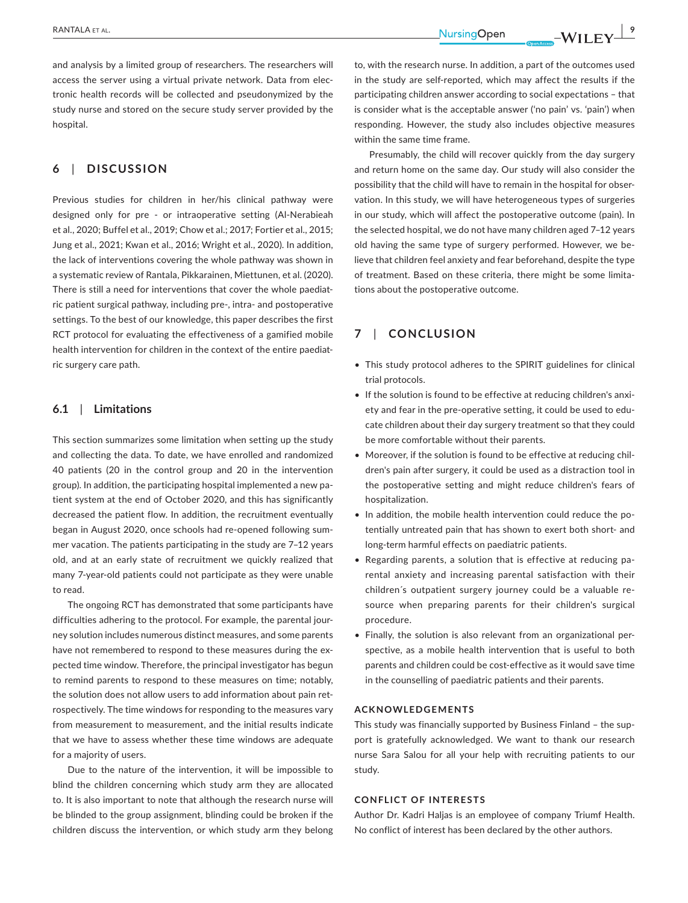and analysis by a limited group of researchers. The researchers will access the server using a virtual private network. Data from electronic health records will be collected and pseudonymized by the study nurse and stored on the secure study server provided by the hospital.

## 6 | DISCUSSION

Previous studies for children in her/his clinical pathway were designed only for pre - or intraoperative setting (Al-Nerabieah et al., 2020; Buffel et al., 2019; Chow et al.; 2017; Fortier et al., 2015; Jung et al., 2021; Kwan et al., 2016; Wright et al., 2020). In addition, the lack of interventions covering the whole pathway was shown in a systematic review of Rantala, Pikkarainen, Miettunen, et al. (2020). There is still a need for interventions that cover the whole paediatric patient surgical pathway, including pre-, intra- and postoperative settings. To the best of our knowledge, this paper describes the first RCT protocol for evaluating the effectiveness of a gamified mobile health intervention for children in the context of the entire paediatric surgery care path.

### 6.1 | Limitations

This section summarizes some limitation when setting up the study and collecting the data. To date, we have enrolled and randomized 40 patients (20 in the control group and 20 in the intervention group). In addition, the participating hospital implemented a new patient system at the end of October 2020, and this has significantly decreased the patient flow. In addition, the recruitment eventually began in August 2020, once schools had re-opened following summer vacation. The patients participating in the study are 7–12 years old, and at an early state of recruitment we quickly realized that many 7-year-old patients could not participate as they were unable to read.

The ongoing RCT has demonstrated that some participants have difficulties adhering to the protocol. For example, the parental journey solution includes numerous distinct measures, and some parents have not remembered to respond to these measures during the expected time window. Therefore, the principal investigator has begun to remind parents to respond to these measures on time; notably, the solution does not allow users to add information about pain retrospectively. The time windows for responding to the measures vary from measurement to measurement, and the initial results indicate that we have to assess whether these time windows are adequate for a majority of users.

Due to the nature of the intervention, it will be impossible to blind the children concerning which study arm they are allocated to. It is also important to note that although the research nurse will be blinded to the group assignment, blinding could be broken if the children discuss the intervention, or which study arm they belong to, with the research nurse. In addition, a part of the outcomes used in the study are self-reported, which may affect the results if the participating children answer according to social expectations – that is consider what is the acceptable answer ('no pain' vs. 'pain') when responding. However, the study also includes objective measures within the same time frame.

Presumably, the child will recover quickly from the day surgery and return home on the same day. Our study will also consider the possibility that the child will have to remain in the hospital for observation. In this study, we will have heterogeneous types of surgeries in our study, which will affect the postoperative outcome (pain). In the selected hospital, we do not have many children aged 7–12 years old having the same type of surgery performed. However, we believe that children feel anxiety and fear beforehand, despite the type of treatment. Based on these criteria, there might be some limitations about the postoperative outcome.

## 7 | CONCLUSION

- This study protocol adheres to the SPIRIT guidelines for clinical trial protocols.
- If the solution is found to be effective at reducing children's anxiety and fear in the pre-operative setting, it could be used to educate children about their day surgery treatment so that they could be more comfortable without their parents.
- Moreover, if the solution is found to be effective at reducing children's pain after surgery, it could be used as a distraction tool in the postoperative setting and might reduce children's fears of hospitalization.
- In addition, the mobile health intervention could reduce the potentially untreated pain that has shown to exert both short- and long-term harmful effects on paediatric patients.
- Regarding parents, a solution that is effective at reducing parental anxiety and increasing parental satisfaction with their children´s outpatient surgery journey could be a valuable resource when preparing parents for their children's surgical procedure.
- Finally, the solution is also relevant from an organizational perspective, as a mobile health intervention that is useful to both parents and children could be cost-effective as it would save time in the counselling of paediatric patients and their parents.

#### ACKNOWLEDGEMENTS

This study was financially supported by Business Finland – the support is gratefully acknowledged. We want to thank our research nurse Sara Salou for all your help with recruiting patients to our study.

#### CONFLICT OF INTERESTS

Author Dr. Kadri Haljas is an employee of company Triumf Health. No conflict of interest has been declared by the other authors.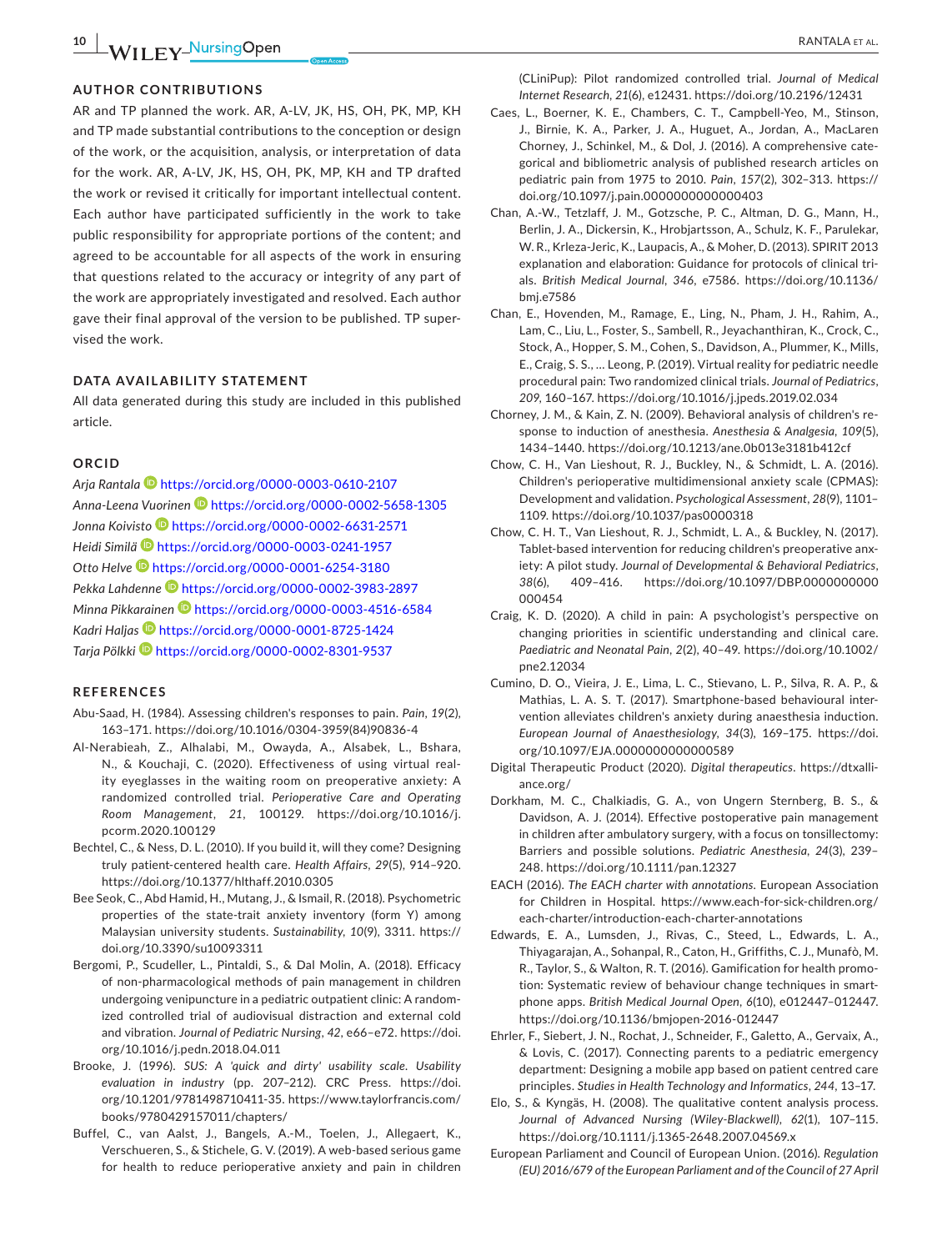## AUTHOR CONTRIBUTIONS

AR and TP planned the work. AR, A-LV, JK, HS, OH, PK, MP, KH and TP made substantial contributions to the conception or design of the work, or the acquisition, analysis, or interpretation of data for the work. AR, A-LV, JK, HS, OH, PK, MP, KH and TP drafted the work or revised it critically for important intellectual content. Each author have participated sufficiently in the work to take public responsibility for appropriate portions of the content; and agreed to be accountable for all aspects of the work in ensuring that questions related to the accuracy or integrity of any part of the work are appropriately investigated and resolved. Each author gave their final approval of the version to be published. TP supervised the work.

## DATA AVAILABILITY STATEMENT

All data generated during this study are included in this published article.

## ORCID

*Arja Rantala* https://orcid.org/0000-0003-0610-2107
*Anna-Leena Vuorinen* https://orcid.org/0000-0002-5658-1305
*Jonna Koivisto* https://orcid.org/0000-0002-6631-2571
*Heidi Similä* https://orcid.org/0000-0003-0241-1957
*Otto Helve* https://orcid.org/0000-0001-6254-3180
*Pekka Lahdenne* https://orcid.org/0000-0002-3983-2897
*Minna Pikkarainen* https://orcid.org/0000-0003-4516-6584
*Kadri Haljas* https://orcid.org/0000-0001-8725-1424
*Tarja Pölkki* https://orcid.org/0000-0002-8301-9537

## REFERENCES

Abu-Saad, H. (1984). Assessing children's responses to pain. *Pain*, *19*(2), 163–171. https://doi.org/10.1016/0304-3959(84)90836-4

Al-Nerabieah, Z., Alhalabi, M., Owayda, A., Alsabek, L., Bshara, N., & Kouchaji, C. (2020). Effectiveness of using virtual reality eyeglasses in the waiting room on preoperative anxiety: A randomized controlled trial. *Perioperative Care and Operating Room Management*, *21*, 100129. https://doi.org/10.1016/j.pcorm.2020.100129

Bechtel, C., & Ness, D. L. (2010). If you build it, will they come? Designing truly patient-centered health care. *Health Affairs*, *29*(5), 914–920. https://doi.org/10.1377/hlthaff.2010.0305

Bee Seok, C., Abd Hamid, H., Mutang, J., & Ismail, R. (2018). Psychometric properties of the state-trait anxiety inventory (form Y) among Malaysian university students. *Sustainability*, *10*(9), 3311. https://doi.org/10.3390/su10093311

Bergomi, P., Scudeller, L., Pintaldi, S., & Dal Molin, A. (2018). Efficacy of non-pharmacological methods of pain management in children undergoing venipuncture in a pediatric outpatient clinic: A randomized controlled trial of audiovisual distraction and external cold and vibration. *Journal of Pediatric Nursing*, *42*, e66–e72. https://doi.org/10.1016/j.pedn.2018.04.011

Brooke, J. (1996). *SUS: A 'quick and dirty' usability scale. Usability evaluation in industry* (pp. 207–212). CRC Press. https://doi.org/10.1201/9781498710411-35. https://www.taylorfrancis.com/books/9780429157011/chapters/

Buffel, C., van Aalst, J., Bangels, A.-M., Toelen, J., Allegaert, K., Verschueren, S., & Stichele, G. V. (2019). A web-based serious game for health to reduce perioperative anxiety and pain in children (CLiniPup): Pilot randomized controlled trial. *Journal of Medical Internet Research*, *21*(6), e12431. https://doi.org/10.2196/12431

Caes, L., Boerner, K. E., Chambers, C. T., Campbell-Yeo, M., Stinson, J., Birnie, K. A., Parker, J. A., Huguet, A., Jordan, A., MacLaren Chorney, J., Schinkel, M., & Dol, J. (2016). A comprehensive categorical and bibliometric analysis of published research articles on pediatric pain from 1975 to 2010. *Pain*, *157*(2), 302–313. https://doi.org/10.1097/j.pain.0000000000000403

Chan, A.-W., Tetzlaff, J. M., Gotzsche, P. C., Altman, D. G., Mann, H., Berlin, J. A., Dickersin, K., Hrobjartsson, A., Schulz, K. F., Parulekar, W. R., Krleza-Jeric, K., Laupacis, A., & Moher, D. (2013). SPIRIT 2013 explanation and elaboration: Guidance for protocols of clinical trials. *British Medical Journal*, *346*, e7586. https://doi.org/10.1136/bmj.e7586

Chan, E., Hovenden, M., Ramage, E., Ling, N., Pham, J. H., Rahim, A., Lam, C., Liu, L., Foster, S., Sambell, R., Jeyachanthiran, K., Crock, C., Stock, A., Hopper, S. M., Cohen, S., Davidson, A., Plummer, K., Mills, E., Craig, S. S., … Leong, P. (2019). Virtual reality for pediatric needle procedural pain: Two randomized clinical trials. *Journal of Pediatrics*, *209*, 160–167. https://doi.org/10.1016/j.jpeds.2019.02.034

Chorney, J. M., & Kain, Z. N. (2009). Behavioral analysis of children's response to induction of anesthesia. *Anesthesia & Analgesia*, *109*(5), 1434–1440. https://doi.org/10.1213/ane.0b013e3181b412cf

Chow, C. H., Van Lieshout, R. J., Buckley, N., & Schmidt, L. A. (2016). Children's perioperative multidimensional anxiety scale (CPMAS): Development and validation. *Psychological Assessment*, *28*(9), 1101–1109. https://doi.org/10.1037/pas0000318

Chow, C. H. T., Van Lieshout, R. J., Schmidt, L. A., & Buckley, N. (2017). Tablet-based intervention for reducing children's preoperative anxiety: A pilot study. *Journal of Developmental & Behavioral Pediatrics*, *38*(6), 409–416. https://doi.org/10.1097/DBP.0000000000000454

Craig, K. D. (2020). A child in pain: A psychologist's perspective on changing priorities in scientific understanding and clinical care. *Paediatric and Neonatal Pain*, *2*(2), 40–49. https://doi.org/10.1002/pne2.12034

Cumino, D. O., Vieira, J. E., Lima, L. C., Stievano, L. P., Silva, R. A. P., & Mathias, L. A. S. T. (2017). Smartphone-based behavioural intervention alleviates children's anxiety during anaesthesia induction. *European Journal of Anaesthesiology*, *34*(3), 169–175. https://doi.org/10.1097/EJA.0000000000000589

Digital Therapeutic Product (2020). *Digital therapeutics*. https://dtxalliance.org/

Dorkham, M. C., Chalkiadis, G. A., von Ungern Sternberg, B. S., & Davidson, A. J. (2014). Effective postoperative pain management in children after ambulatory surgery, with a focus on tonsillectomy: Barriers and possible solutions. *Pediatric Anesthesia*, *24*(3), 239–248. https://doi.org/10.1111/pan.12327

EACH (2016). *The EACH charter with annotations*. European Association for Children in Hospital. https://www.each-for-sick-children.org/each-charter/introduction-each-charter-annotations

Edwards, E. A., Lumsden, J., Rivas, C., Steed, L., Edwards, L. A., Thiyagarajan, A., Sohanpal, R., Caton, H., Griffiths, C. J., Munafò, M. R., Taylor, S., & Walton, R. T. (2016). Gamification for health promotion: Systematic review of behaviour change techniques in smartphone apps. *British Medical Journal Open*, *6*(10), e012447–012447. https://doi.org/10.1136/bmjopen-2016-012447

Ehrler, F., Siebert, J. N., Rochat, J., Schneider, F., Galetto, A., Gervaix, A., & Lovis, C. (2017). Connecting parents to a pediatric emergency department: Designing a mobile app based on patient centred care principles. *Studies in Health Technology and Informatics*, *244*, 13–17.

Elo, S., & Kyngäs, H. (2008). The qualitative content analysis process. *Journal of Advanced Nursing (Wiley-Blackwell)*, *62*(1), 107–115. https://doi.org/10.1111/j.1365-2648.2007.04569.x

European Parliament and Council of European Union. (2016). *Regulation (EU) 2016/679 of the European Parliament and of the Council of 27 April*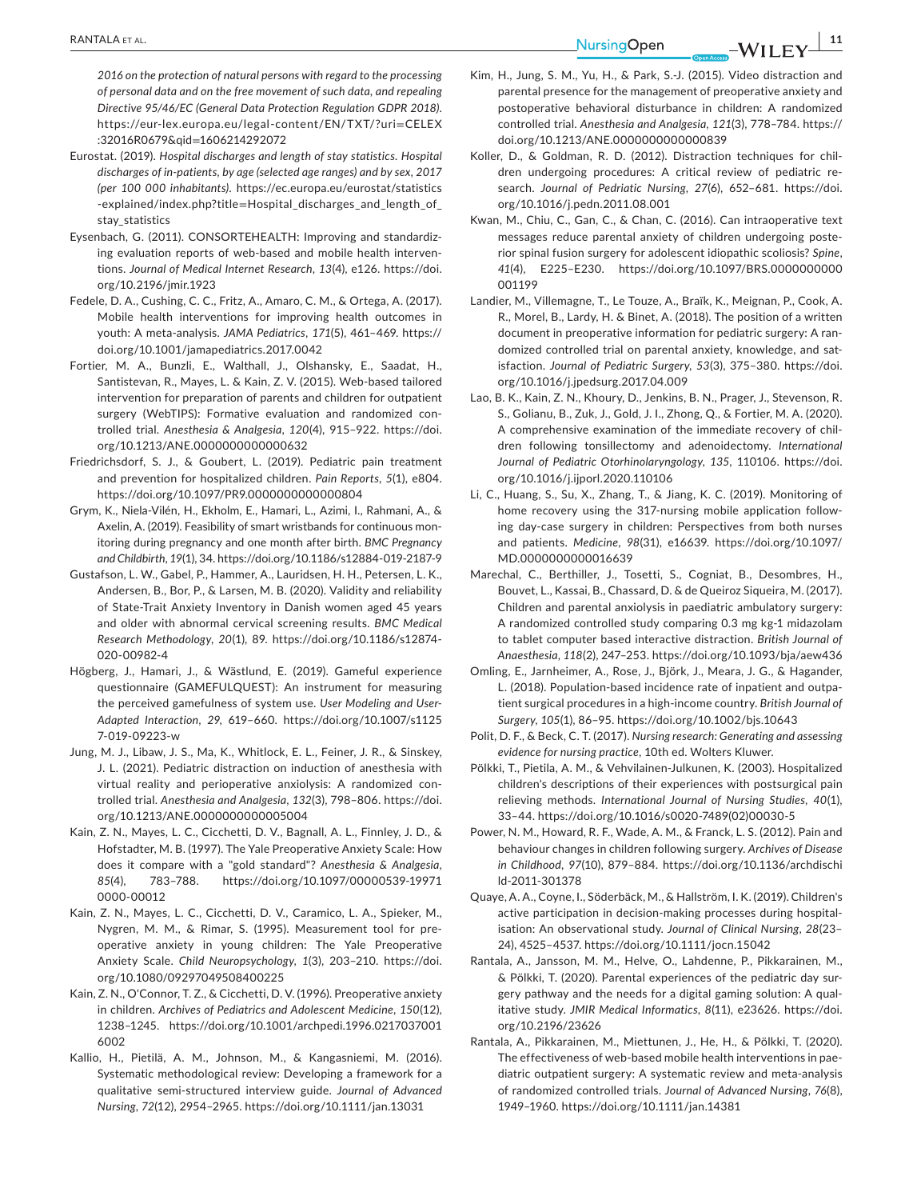*2016 on the protection of natural persons with regard to the processing of personal data and on the free movement of such data, and repealing Directive 95/46/EC (General Data Protection Regulation GDPR 2018)*. https://eur-lex.europa.eu/legal-content/EN/TXT/?uri=CELEX:32016R0679&qid=1606214292072

Eurostat. (2019). *Hospital discharges and length of stay statistics. Hospital discharges of in-patients, by age (selected age ranges) and by sex, 2017 (per 100 000 inhabitants)*. https://ec.europa.eu/eurostat/statistics-explained/index.php?title=Hospital_discharges_and_length_of_stay_statistics

Eysenbach, G. (2011). CONSORTEHEALTH: Improving and standardizing evaluation reports of web-based and mobile health interventions. *Journal of Medical Internet Research*, *13*(4), e126. https://doi.org/10.2196/jmir.1923

Fedele, D. A., Cushing, C. C., Fritz, A., Amaro, C. M., & Ortega, A. (2017). Mobile health interventions for improving health outcomes in youth: A meta-analysis. *JAMA Pediatrics*, *171*(5), 461–469. https://doi.org/10.1001/jamapediatrics.2017.0042

Fortier, M. A., Bunzli, E., Walthall, J., Olshansky, E., Saadat, H., Santistevan, R., Mayes, L. & Kain, Z. V. (2015). Web-based tailored intervention for preparation of parents and children for outpatient surgery (WebTIPS): Formative evaluation and randomized controlled trial. *Anesthesia & Analgesia*, *120*(4), 915–922. https://doi.org/10.1213/ANE.0000000000000632

Friedrichsdorf, S. J., & Goubert, L. (2019). Pediatric pain treatment and prevention for hospitalized children. *Pain Reports*, *5*(1), e804. https://doi.org/10.1097/PR9.0000000000000804

Grym, K., Niela-Vilén, H., Ekholm, E., Hamari, L., Azimi, I., Rahmani, A., & Axelin, A. (2019). Feasibility of smart wristbands for continuous monitoring during pregnancy and one month after birth. *BMC Pregnancy and Childbirth*, *19*(1), 34. https://doi.org/10.1186/s12884-019-2187-9

Gustafson, L. W., Gabel, P., Hammer, A., Lauridsen, H. H., Petersen, L. K., Andersen, B., Bor, P., & Larsen, M. B. (2020). Validity and reliability of State-Trait Anxiety Inventory in Danish women aged 45 years and older with abnormal cervical screening results. *BMC Medical Research Methodology*, *20*(1), 89. https://doi.org/10.1186/s12874-020-00982-4

Högberg, J., Hamari, J., & Wästlund, E. (2019). Gameful experience questionnaire (GAMEFULQUEST): An instrument for measuring the perceived gamefulness of system use. *User Modeling and User-Adapted Interaction*, *29*, 619–660. https://doi.org/10.1007/s11257-019-09223-w

Jung, M. J., Libaw, J. S., Ma, K., Whitlock, E. L., Feiner, J. R., & Sinskey, J. L. (2021). Pediatric distraction on induction of anesthesia with virtual reality and perioperative anxiolysis: A randomized controlled trial. *Anesthesia and Analgesia*, *132*(3), 798–806. https://doi.org/10.1213/ANE.0000000000005004

Kain, Z. N., Mayes, L. C., Cicchetti, D. V., Bagnall, A. L., Finnley, J. D., & Hofstadter, M. B. (1997). The Yale Preoperative Anxiety Scale: How does it compare with a "gold standard"? *Anesthesia & Analgesia*, *85*(4), 783–788. https://doi.org/10.1097/00000539-199710000-00012

Kain, Z. N., Mayes, L. C., Cicchetti, D. V., Caramico, L. A., Spieker, M., Nygren, M. M., & Rimar, S. (1995). Measurement tool for preoperative anxiety in young children: The Yale Preoperative Anxiety Scale. *Child Neuropsychology*, *1*(3), 203–210. https://doi.org/10.1080/09297049508400225

Kain, Z. N., O'Connor, T. Z., & Cicchetti, D. V. (1996). Preoperative anxiety in children. *Archives of Pediatrics and Adolescent Medicine*, *150*(12), 1238–1245. https://doi.org/10.1001/archpedi.1996.02170370016002

Kallio, H., Pietilä, A. M., Johnson, M., & Kangasniemi, M. (2016). Systematic methodological review: Developing a framework for a qualitative semi-structured interview guide. *Journal of Advanced Nursing*, *72*(12), 2954–2965. https://doi.org/10.1111/jan.13031

Kim, H., Jung, S. M., Yu, H., & Park, S.-J. (2015). Video distraction and parental presence for the management of preoperative anxiety and postoperative behavioral disturbance in children: A randomized controlled trial. *Anesthesia and Analgesia*, *121*(3), 778–784. https://doi.org/10.1213/ANE.0000000000000839

Koller, D., & Goldman, R. D. (2012). Distraction techniques for children undergoing procedures: A critical review of pediatric research. *Journal of Pedriatic Nursing*, *27*(6), 652–681. https://doi.org/10.1016/j.pedn.2011.08.001

Kwan, M., Chiu, C., Gan, C., & Chan, C. (2016). Can intraoperative text messages reduce parental anxiety of children undergoing posterior spinal fusion surgery for adolescent idiopathic scoliosis? *Spine*, *41*(4), E225–E230. https://doi.org/10.1097/BRS.0000000000001199

Landier, M., Villemagne, T., Le Touze, A., Braïk, K., Meignan, P., Cook, A. R., Morel, B., Lardy, H. & Binet, A. (2018). The position of a written document in preoperative information for pediatric surgery: A randomized controlled trial on parental anxiety, knowledge, and satisfaction. *Journal of Pediatric Surgery*, *53*(3), 375–380. https://doi.org/10.1016/j.jpedsurg.2017.04.009

Lao, B. K., Kain, Z. N., Khoury, D., Jenkins, B. N., Prager, J., Stevenson, R. S., Golianu, B., Zuk, J., Gold, J. I., Zhong, Q., & Fortier, M. A. (2020). A comprehensive examination of the immediate recovery of children following tonsillectomy and adenoidectomy. *International Journal of Pediatric Otorhinolaryngology*, *135*, 110106. https://doi.org/10.1016/j.ijporl.2020.110106

Li, C., Huang, S., Su, X., Zhang, T., & Jiang, K. C. (2019). Monitoring of home recovery using the 317-nursing mobile application following day-case surgery in children: Perspectives from both nurses and patients. *Medicine*, *98*(31), e16639. https://doi.org/10.1097/MD.0000000000016639

Marechal, C., Berthiller, J., Tosetti, S., Cogniat, B., Desombres, H., Bouvet, L., Kassai, B., Chassard, D. & de Queiroz Siqueira, M. (2017). Children and parental anxiolysis in paediatric ambulatory surgery: A randomized controlled study comparing 0.3 mg kg-1 midazolam to tablet computer based interactive distraction. *British Journal of Anaesthesia*, *118*(2), 247–253. https://doi.org/10.1093/bja/aew436

Omling, E., Jarnheimer, A., Rose, J., Björk, J., Meara, J. G., & Hagander, L. (2018). Population-based incidence rate of inpatient and outpatient surgical procedures in a high-income country. *British Journal of Surgery*, *105*(1), 86–95. https://doi.org/10.1002/bjs.10643

Polit, D. F., & Beck, C. T. (2017). *Nursing research: Generating and assessing evidence for nursing practice*, 10th ed. Wolters Kluwer.

Pölkki, T., Pietila, A. M., & Vehvilainen-Julkunen, K. (2003). Hospitalized children's descriptions of their experiences with postsurgical pain relieving methods. *International Journal of Nursing Studies*, *40*(1), 33–44. https://doi.org/10.1016/s0020-7489(02)00030-5

Power, N. M., Howard, R. F., Wade, A. M., & Franck, L. S. (2012). Pain and behaviour changes in children following surgery. *Archives of Disease in Childhood*, *97*(10), 879–884. https://doi.org/10.1136/archdischild-2011-301378

Quaye, A. A., Coyne, I., Söderbäck, M., & Hallström, I. K. (2019). Children's active participation in decision-making processes during hospitalisation: An observational study. *Journal of Clinical Nursing*, *28*(23–24), 4525–4537. https://doi.org/10.1111/jocn.15042

Rantala, A., Jansson, M. M., Helve, O., Lahdenne, P., Pikkarainen, M., & Pölkki, T. (2020). Parental experiences of the pediatric day surgery pathway and the needs for a digital gaming solution: A qualitative study. *JMIR Medical Informatics*, *8*(11), e23626. https://doi.org/10.2196/23626

Rantala, A., Pikkarainen, M., Miettunen, J., He, H., & Pölkki, T. (2020). The effectiveness of web-based mobile health interventions in paediatric outpatient surgery: A systematic review and meta-analysis of randomized controlled trials. *Journal of Advanced Nursing*, *76*(8), 1949–1960. https://doi.org/10.1111/jan.14381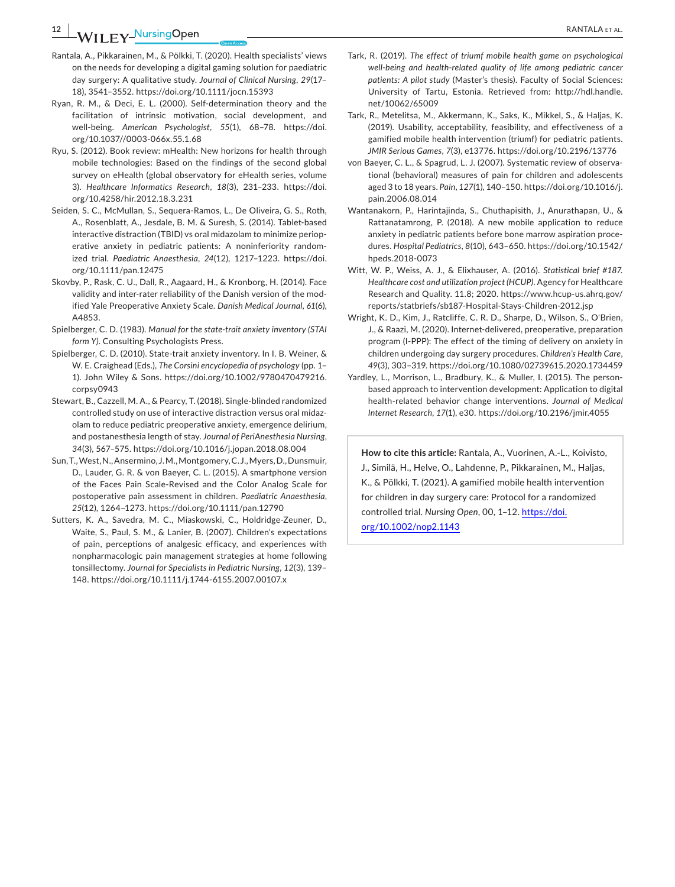Rantala, A., Pikkarainen, M., & Pölkki, T. (2020). Health specialists' views on the needs for developing a digital gaming solution for paediatric day surgery: A qualitative study. *Journal of Clinical Nursing*, *29*(17–18), 3541–3552. https://doi.org/10.1111/jocn.15393

Ryan, R. M., & Deci, E. L. (2000). Self-determination theory and the facilitation of intrinsic motivation, social development, and well-being. *American Psychologist*, *55*(1), 68–78. https://doi.org/10.1037//0003-066x.55.1.68

Ryu, S. (2012). Book review: mHealth: New horizons for health through mobile technologies: Based on the findings of the second global survey on eHealth (global observatory for eHealth series, volume 3). *Healthcare Informatics Research*, *18*(3), 231–233. https://doi.org/10.4258/hir.2012.18.3.231

Seiden, S. C., McMullan, S., Sequera-Ramos, L., De Oliveira, G. S., Roth, A., Rosenblatt, A., Jesdale, B. M. & Suresh, S. (2014). Tablet-based interactive distraction (TBID) vs oral midazolam to minimize perioperative anxiety in pediatric patients: A noninferiority randomized trial. *Paediatric Anaesthesia*, *24*(12), 1217–1223. https://doi.org/10.1111/pan.12475

Skovby, P., Rask, C. U., Dall, R., Aagaard, H., & Kronborg, H. (2014). Face validity and inter-rater reliability of the Danish version of the modified Yale Preoperative Anxiety Scale. *Danish Medical Journal*, *61*(6), A4853.

Spielberger, C. D. (1983). *Manual for the state-trait anxiety inventory (STAI form Y)*. Consulting Psychologists Press.

Spielberger, C. D. (2010). State-trait anxiety inventory. In I. B. Weiner, & W. E. Craighead (Eds.), *The Corsini encyclopedia of psychology* (pp. 1–1). John Wiley & Sons. https://doi.org/10.1002/9780470479216.corpsy0943

Stewart, B., Cazzell, M. A., & Pearcy, T. (2018). Single-blinded randomized controlled study on use of interactive distraction versus oral midazolam to reduce pediatric preoperative anxiety, emergence delirium, and postanesthesia length of stay. *Journal of PeriAnesthesia Nursing*, *34*(3), 567–575. https://doi.org/10.1016/j.jopan.2018.08.004

Sun, T., West, N., Ansermino, J. M., Montgomery, C. J., Myers, D., Dunsmuir, D., Lauder, G. R. & von Baeyer, C. L. (2015). A smartphone version of the Faces Pain Scale-Revised and the Color Analog Scale for postoperative pain assessment in children. *Paediatric Anaesthesia*, *25*(12), 1264–1273. https://doi.org/10.1111/pan.12790

Sutters, K. A., Savedra, M. C., Miaskowski, C., Holdridge-Zeuner, D., Waite, S., Paul, S. M., & Lanier, B. (2007). Children's expectations of pain, perceptions of analgesic efficacy, and experiences with nonpharmacologic pain management strategies at home following tonsillectomy. *Journal for Specialists in Pediatric Nursing*, *12*(3), 139–148. https://doi.org/10.1111/j.1744-6155.2007.00107.x

Tark, R. (2019). *The effect of triumf mobile health game on psychological well-being and health-related quality of life among pediatric cancer patients: A pilot study* (Master's thesis). Faculty of Social Sciences: University of Tartu, Estonia. Retrieved from: http://hdl.handle.net/10062/65009

Tark, R., Metelitsa, M., Akkermann, K., Saks, K., Mikkel, S., & Haljas, K. (2019). Usability, acceptability, feasibility, and effectiveness of a gamified mobile health intervention (triumf) for pediatric patients. *JMIR Serious Games*, *7*(3), e13776. https://doi.org/10.2196/13776

von Baeyer, C. L., & Spagrud, L. J. (2007). Systematic review of observational (behavioral) measures of pain for children and adolescents aged 3 to 18 years. *Pain*, *127*(1), 140–150. https://doi.org/10.1016/j.pain.2006.08.014

Wantanakorn, P., Harintajinda, S., Chuthapisith, J., Anurathapan, U., & Rattanatamrong, P. (2018). A new mobile application to reduce anxiety in pediatric patients before bone marrow aspiration procedures. *Hospital Pediatrics*, *8*(10), 643–650. https://doi.org/10.1542/hpeds.2018-0073

Witt, W. P., Weiss, A. J., & Elixhauser, A. (2016). *Statistical brief #187. Healthcare cost and utilization project (HCUP)*. Agency for Healthcare Research and Quality. 11.8; 2020. https://www.hcup-us.ahrq.gov/reports/statbriefs/sb187-Hospital-Stays-Children-2012.jsp

Wright, K. D., Kim, J., Ratcliffe, C. R. D., Sharpe, D., Wilson, S., O'Brien, J., & Raazi, M. (2020). Internet-delivered, preoperative, preparation program (I-PPP): The effect of the timing of delivery on anxiety in children undergoing day surgery procedures. *Children's Health Care*, *49*(3), 303–319. https://doi.org/10.1080/02739615.2020.1734459

Yardley, L., Morrison, L., Bradbury, K., & Muller, I. (2015). The person-based approach to intervention development: Application to digital health-related behavior change interventions. *Journal of Medical Internet Research*, *17*(1), e30. https://doi.org/10.2196/jmir.4055

**How to cite this article:** Rantala, A., Vuorinen, A.-L., Koivisto, J., Similä, H., Helve, O., Lahdenne, P., Pikkarainen, M., Haljas, K., & Pölkki, T. (2021). A gamified mobile health intervention for children in day surgery care: Protocol for a randomized controlled trial. *Nursing Open*, 00, 1–12. https://doi.org/10.1002/nop2.1143